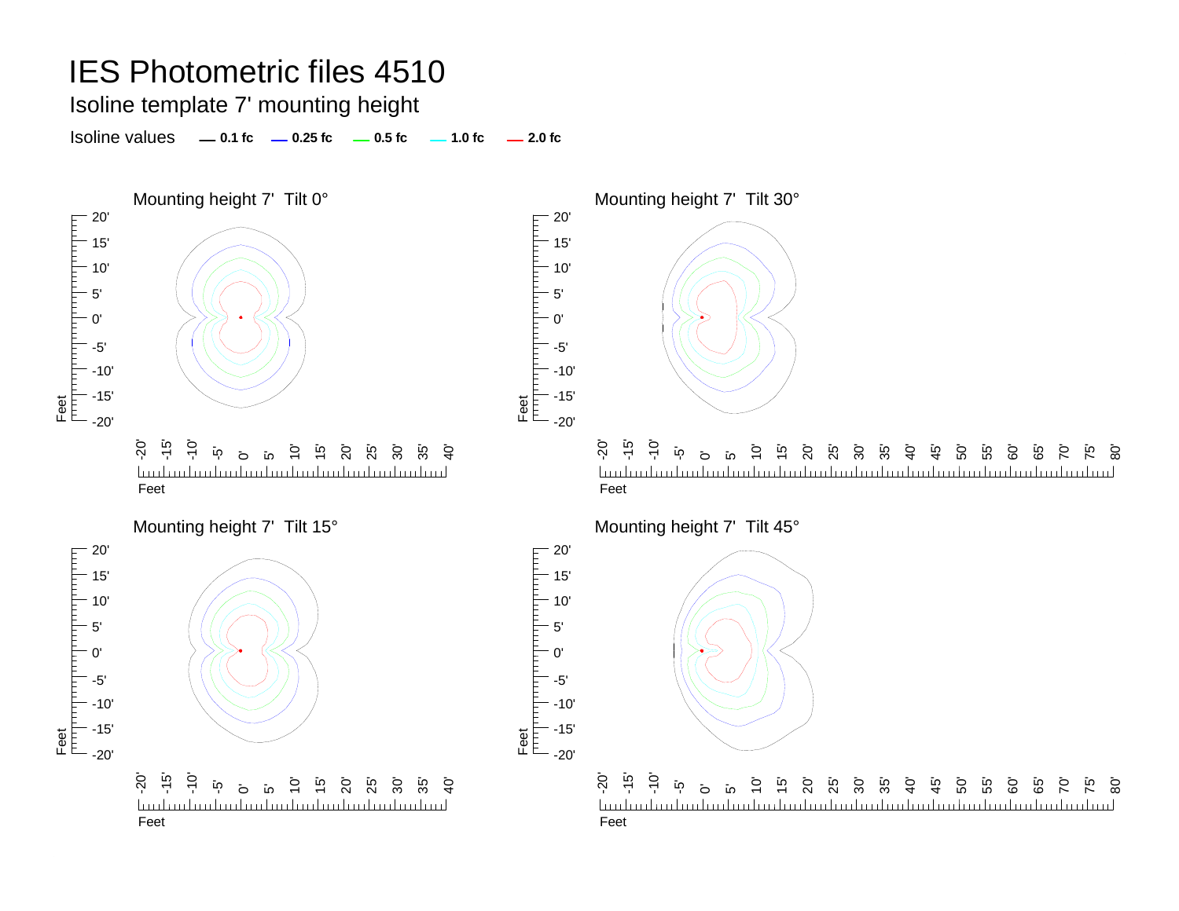# IES Photometric files 4510

## Isoline template 7' mounting height

Isoline values — 0.1 fc — 0.25 fc — 0.5 fc — 1.0 fc — 2.0 fc

Mounting height 7' Tilt 0°

Mounting height 7' Tilt 30°

Mounting height 7' Tilt 15°

Mounting height 7' Tilt 45°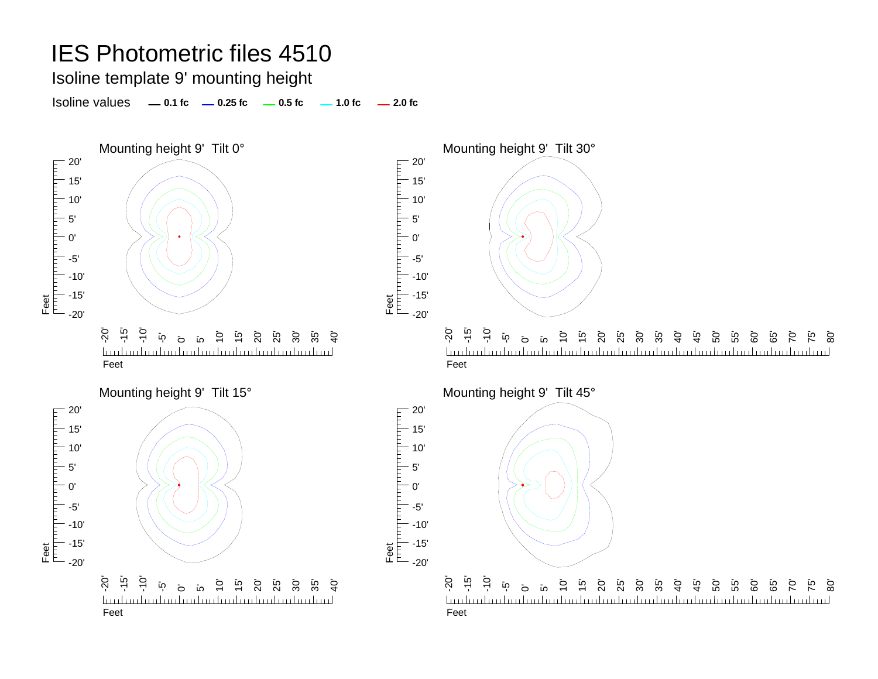# IES Photometric files 4510

## Isoline template 9' mounting height

Isoline values — 0.1 fc — 0.25 fc — 0.5 fc — 1.0 fc — 2.0 fc

Mounting height 9' Tilt 0°

Mounting height 9' Tilt 30°

Mounting height 9' Tilt 15°

Mounting height 9' Tilt 45°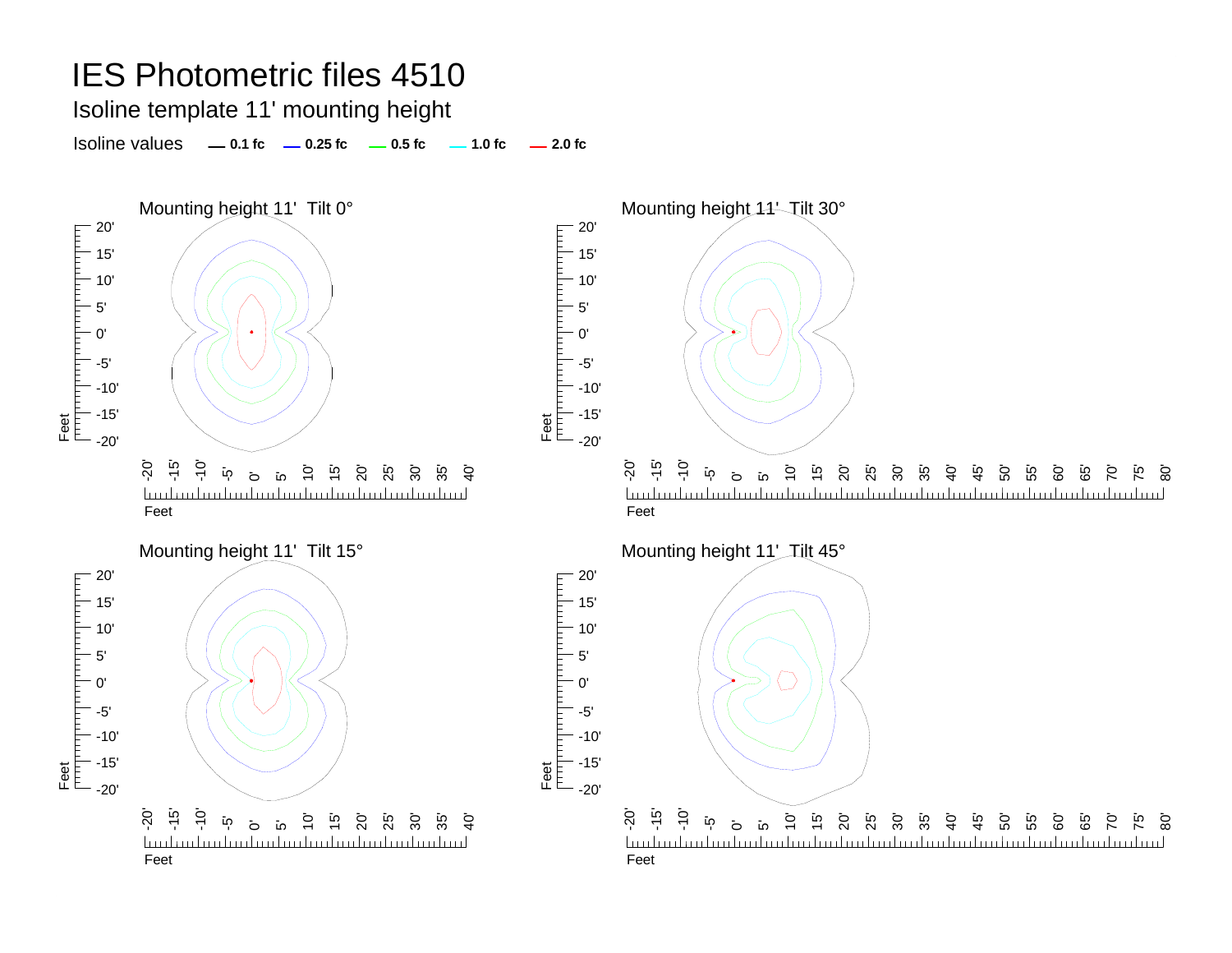# IES Photometric files 4510

## Isoline template 11' mounting height

Isoline values — 0.1 fc — 0.25 fc — 0.5 fc — 1.0 fc — 2.0 fc

### Mounting height 11' Tilt 0°

### Mounting height 11' Tilt 30°

### Mounting height 11' Tilt 15°

### Mounting height 11' Tilt 45°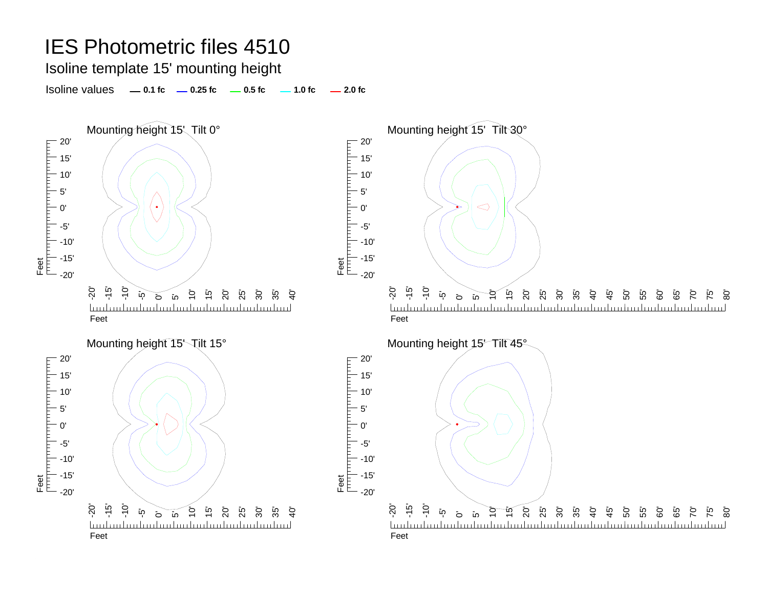# IES Photometric files 4510

## Isoline template 15' mounting height

Isoline values — 0.1 fc — 0.25 fc — 0.5 fc — 1.0 fc — 2.0 fc

Mounting height 15' Tilt 0°

Mounting height 15' Tilt 30°

Mounting height 15' Tilt 15°

Mounting height 15' Tilt 45°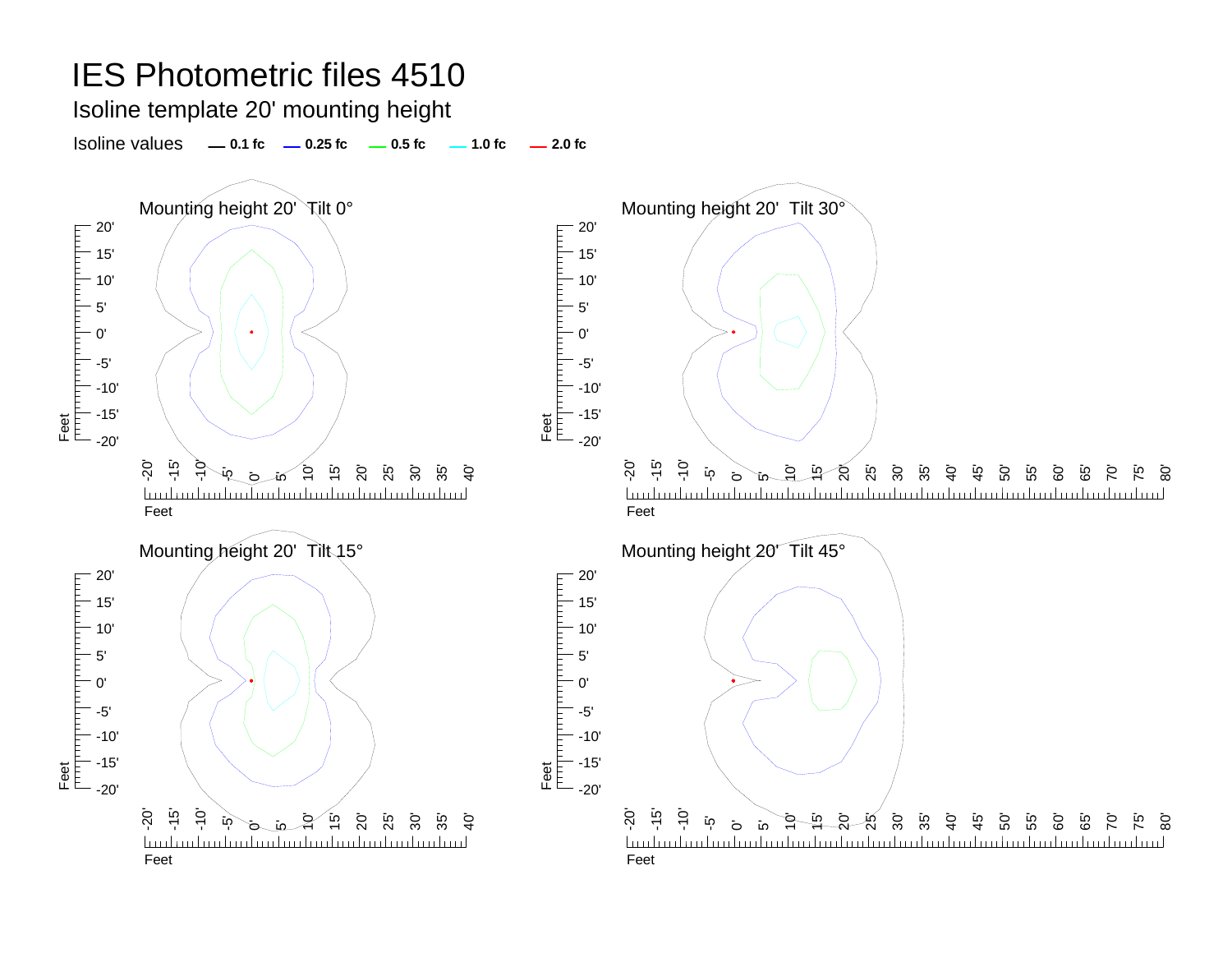# IES Photometric files 4510

## Isoline template 20' mounting height

Isoline values — 0.1 fc — 0.25 fc — 0.5 fc — 1.0 fc — 2.0 fc

Mounting height 20' Tilt 0°

Mounting height 20' Tilt 30°

Mounting height 20' Tilt 15°

Mounting height 20' Tilt 45°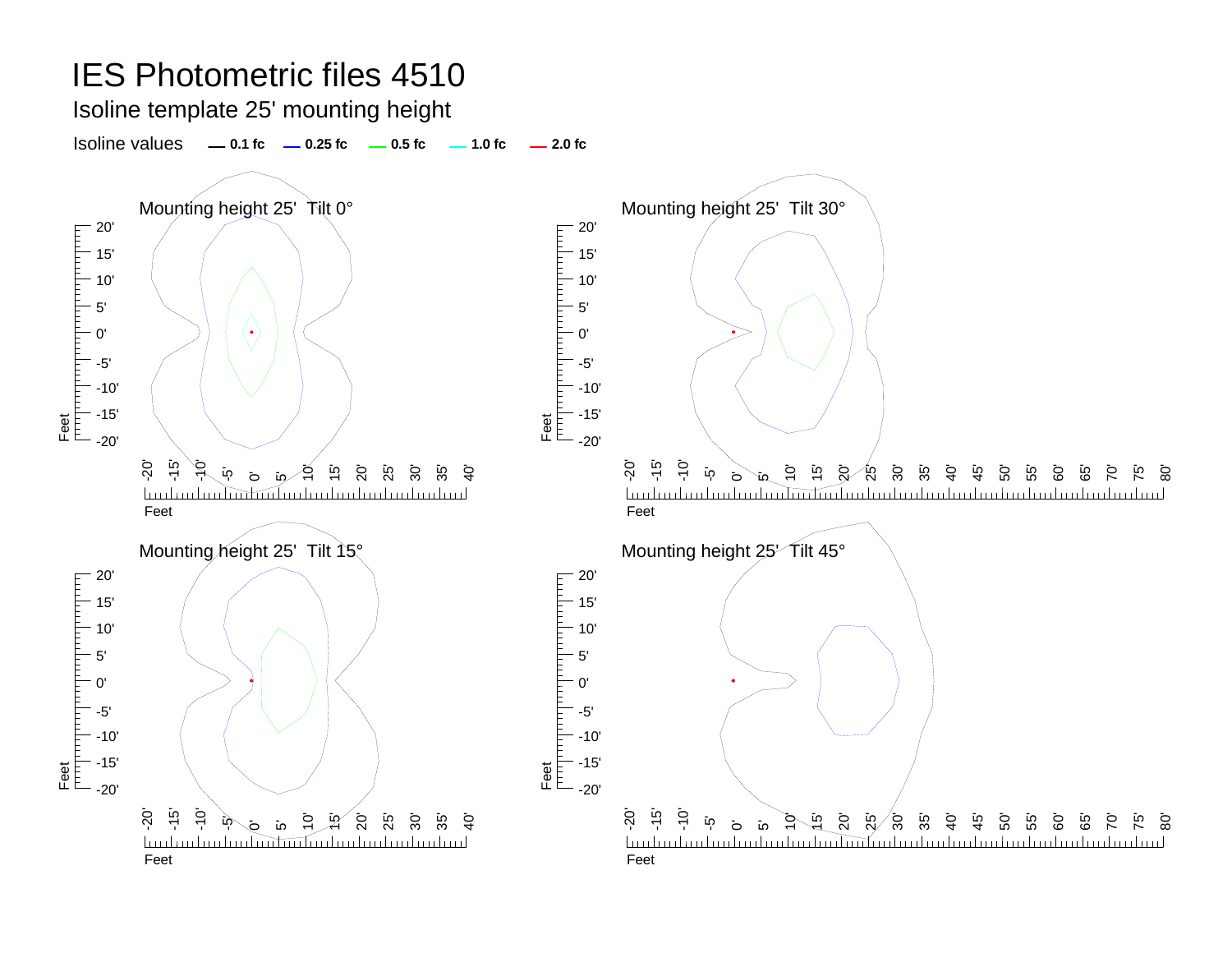# IES Photometric files 4510

Isoline template 25' mounting height

Isoline values — 0.1 fc — 0.25 fc — 0.5 fc — 1.0 fc — 2.0 fc

Mounting height 25' Tilt 0°

Mounting height 25' Tilt 30°

Mounting height 25' Tilt 15°

Mounting height 25' Tilt 45°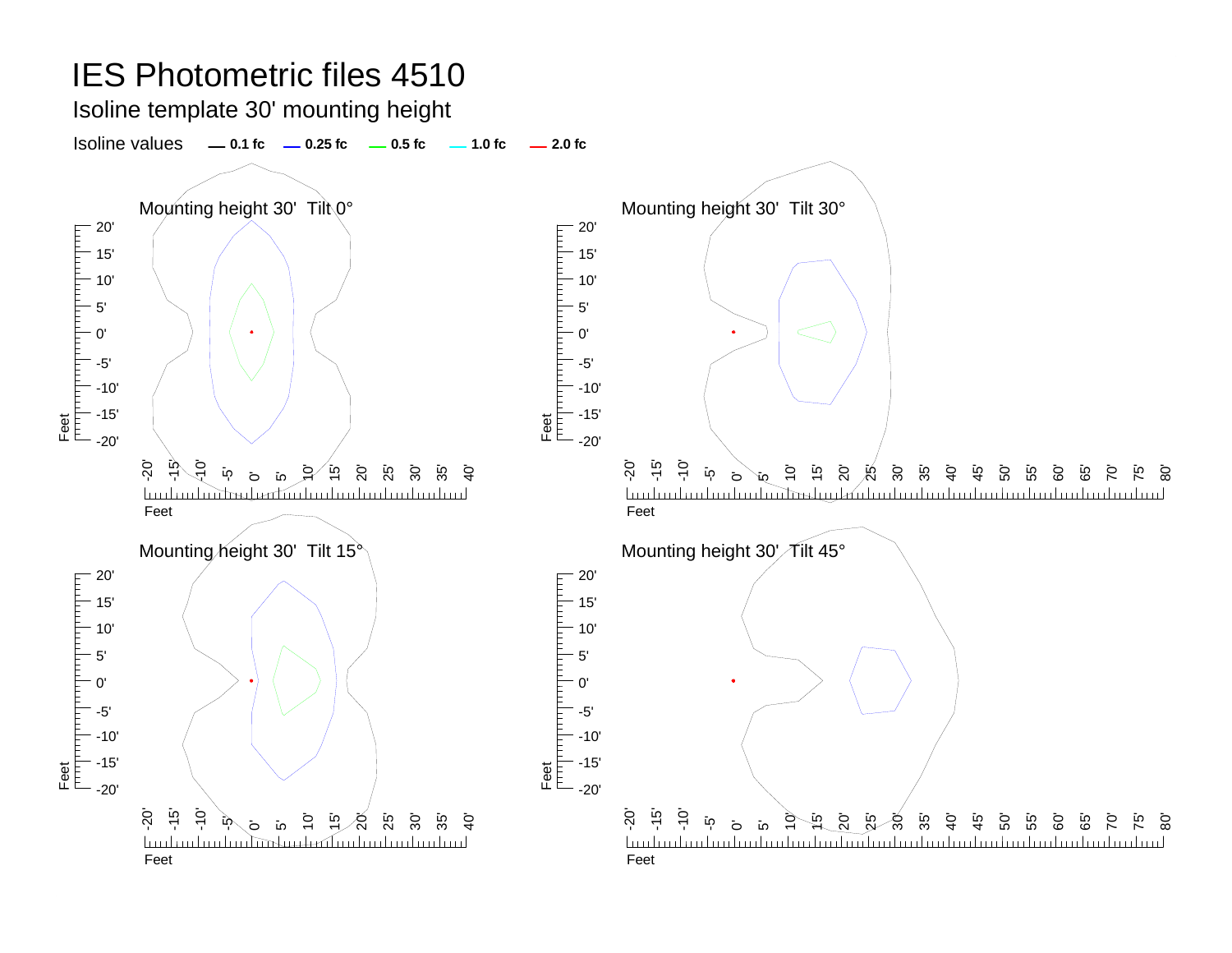# IES Photometric files 4510

## Isoline template 30' mounting height

Isoline values — 0.1 fc — 0.25 fc — 0.5 fc — 1.0 fc — 2.0 fc

Mounting height 30' Tilt 0°

20' 15' 10' 5' 0' -5' -10' -15' -20'
Feet
-20' -15' -10' -5' 0' 5' 10' 15' 20' 25' 30' 35' 40'
Feet

Mounting height 30' Tilt 30°

20' 15' 10' 5' 0' -5' -10' -15' -20'
Feet
-20' -15' -10' -5' 0' 5' 10' 15' 20' 25' 30' 35' 40' 45' 50' 55' 60' 65' 70' 75' 80'
Feet

Mounting height 30' Tilt 15°

20' 15' 10' 5' 0' -5' -10' -15' -20'
Feet
-20' -15' -10' -5' 0' 5' 10' 15' 20' 25' 30' 35' 40'
Feet

Mounting height 30' Tilt 45°

20' 15' 10' 5' 0' -5' -10' -15' -20'
Feet
-20' -15' -10' -5' 0' 5' 10' 15' 20' 25' 30' 35' 40' 45' 50' 55' 60' 65' 70' 75' 80'
Feet